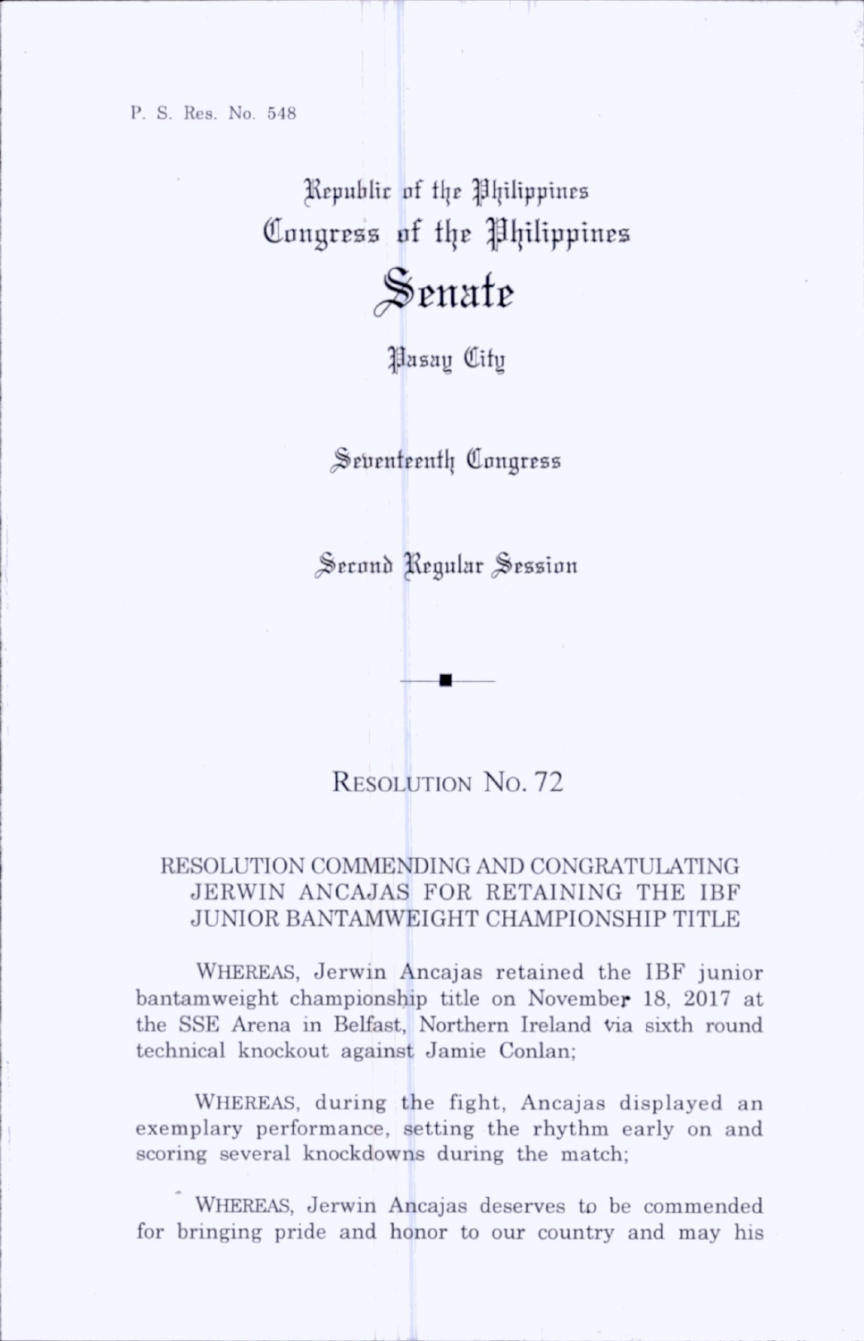P. S. Res. No. 548

Republic of the Philippines
Congress of the Philippines

# Senate

Pasay City

Seventeenth Congress

Second Regular Session

---

## RESOLUTION NO. 72

### RESOLUTION COMMENDING AND CONGRATULATING JERWIN ANCAJAS FOR RETAINING THE IBF JUNIOR BANTAMWEIGHT CHAMPIONSHIP TITLE

WHEREAS, Jerwin Ancajas retained the IBF junior bantamweight championship title on November 18, 2017 at the SSE Arena in Belfast, Northern Ireland via sixth round technical knockout against Jamie Conlan;

WHEREAS, during the fight, Ancajas displayed an exemplary performance, setting the rhythm early on and scoring several knockdowns during the match;

WHEREAS, Jerwin Ancajas deserves to be commended for bringing pride and honor to our country and may his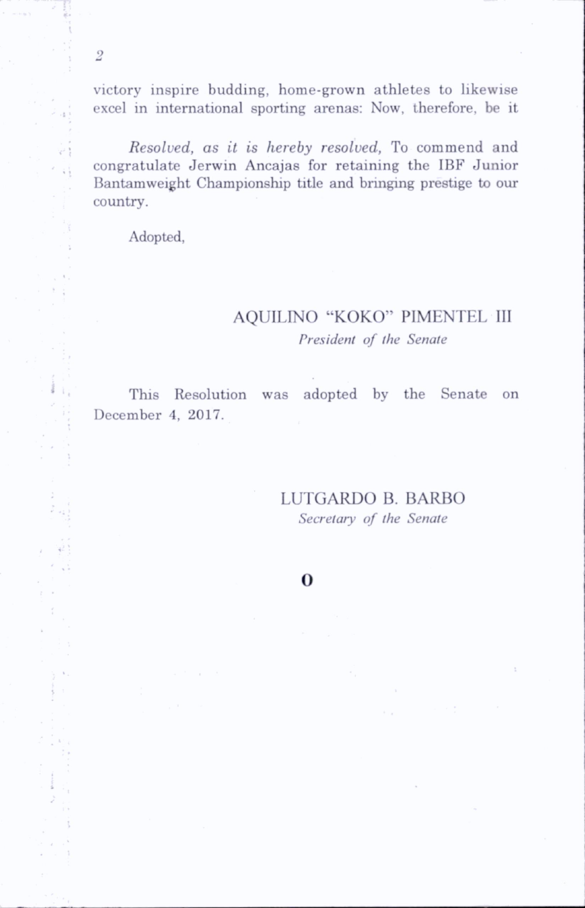victory inspire budding, home-grown athletes to likewise excel in international sporting arenas: Now, therefore, be it

*Resolved, as it is hereby resolved,* To commend and congratulate Jerwin Ancajas for retaining the IBF Junior Bantamweight Championship title and bringing prestige to our country.

Adopted,

AQUILINO "KOKO" PIMENTEL III
*President of the Senate*

This Resolution was adopted by the Senate on December 4, 2017.

LUTGARDO B. BARBO
*Secretary of the Senate*

O